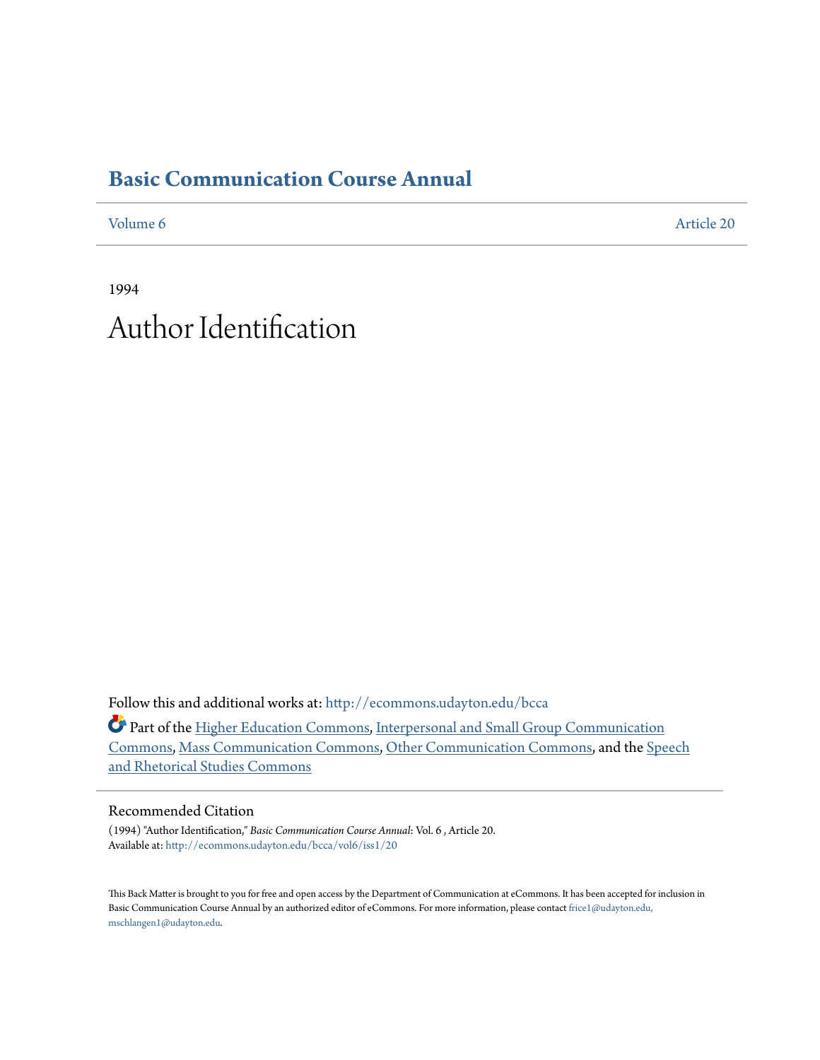# Basic Communication Course Annual

Volume 6 Article 20

1994

# Author Identification

Follow this and additional works at: http://ecommons.udayton.edu/bcca

Part of the Higher Education Commons, Interpersonal and Small Group Communication Commons, Mass Communication Commons, Other Communication Commons, and the Speech and Rhetorical Studies Commons

## Recommended Citation

(1994) "Author Identification," *Basic Communication Course Annual*: Vol. 6 , Article 20.
Available at: http://ecommons.udayton.edu/bcca/vol6/iss1/20

This Back Matter is brought to you for free and open access by the Department of Communication at eCommons. It has been accepted for inclusion in Basic Communication Course Annual by an authorized editor of eCommons. For more information, please contact frice1@udayton.edu, mschlangen1@udayton.edu.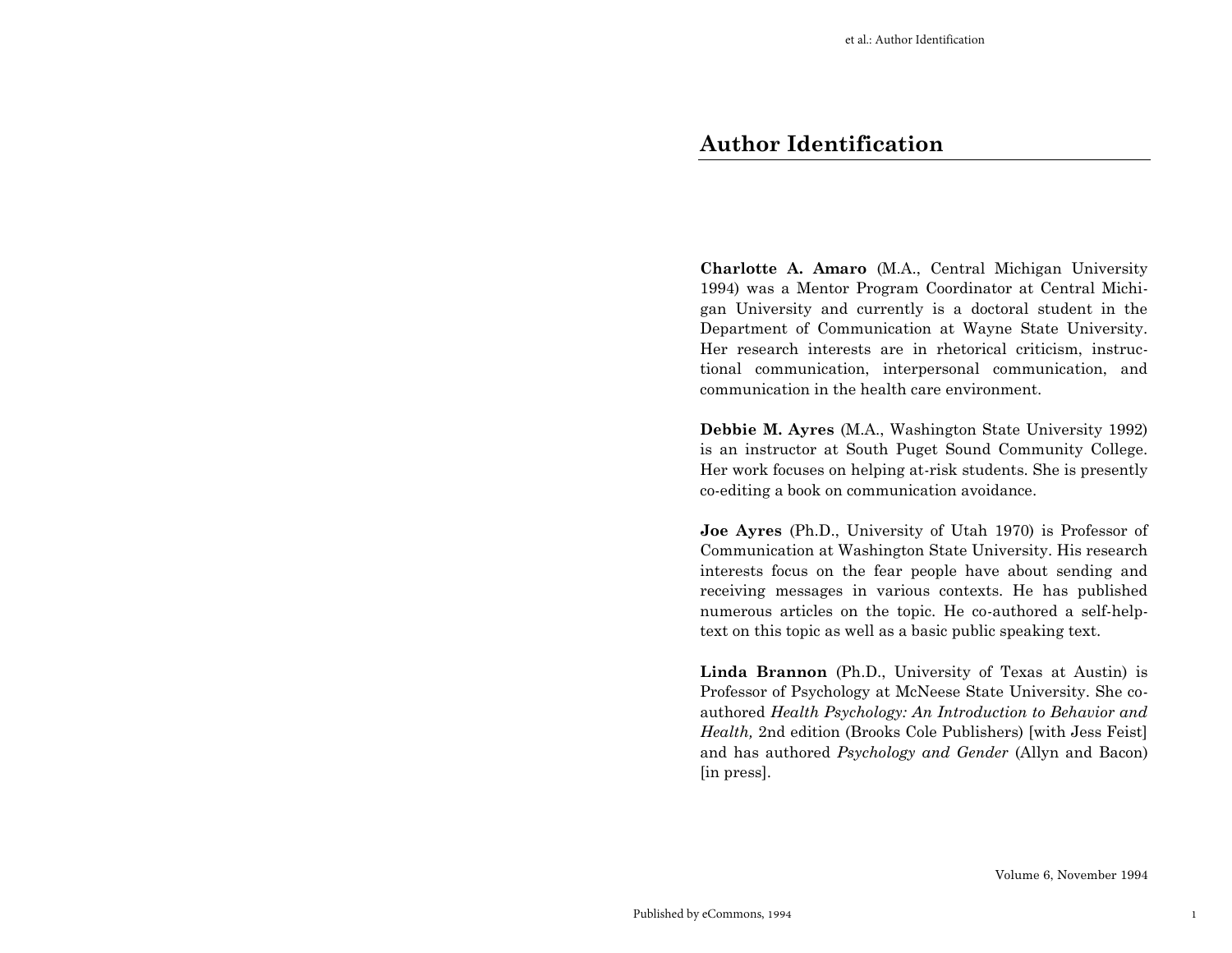# Author Identification

**Charlotte A. Amaro** (M.A., Central Michigan University 1994) was a Mentor Program Coordinator at Central Michigan University and currently is a doctoral student in the Department of Communication at Wayne State University. Her research interests are in rhetorical criticism, instructional communication, interpersonal communication, and communication in the health care environment.

**Debbie M. Ayres** (M.A., Washington State University 1992) is an instructor at South Puget Sound Community College. Her work focuses on helping at-risk students. She is presently co-editing a book on communication avoidance.

**Joe Ayres** (Ph.D., University of Utah 1970) is Professor of Communication at Washington State University. His research interests focus on the fear people have about sending and receiving messages in various contexts. He has published numerous articles on the topic. He co-authored a self-help-text on this topic as well as a basic public speaking text.

**Linda Brannon** (Ph.D., University of Texas at Austin) is Professor of Psychology at McNeese State University. She co-authored *Health Psychology: An Introduction to Behavior and Health,* 2nd edition (Brooks Cole Publishers) [with Jess Feist] and has authored *Psychology and Gender* (Allyn and Bacon) [in press].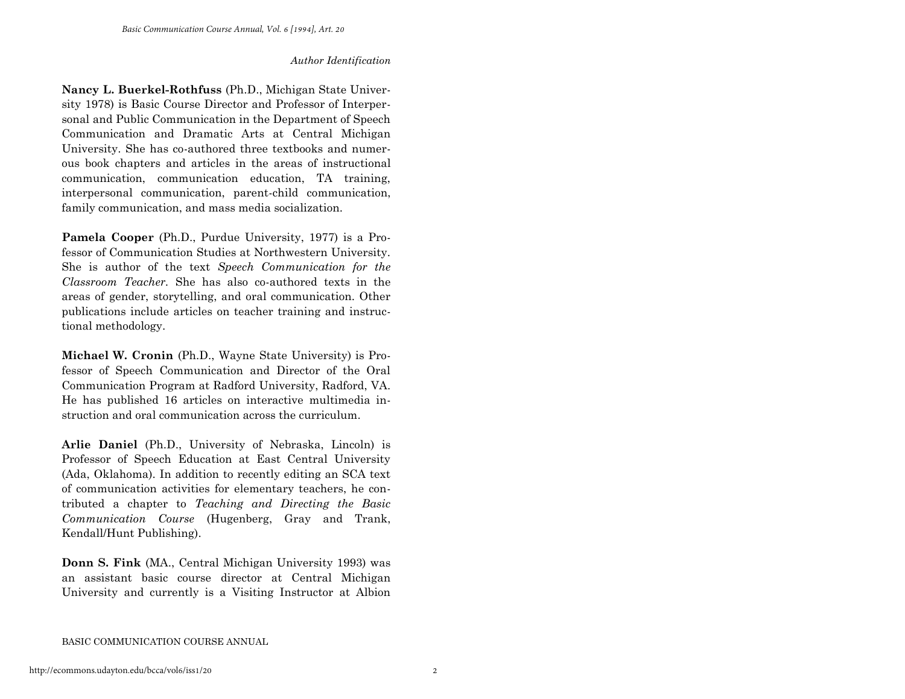*Author Identification*

**Nancy L. Buerkel-Rothfuss** (Ph.D., Michigan State University 1978) is Basic Course Director and Professor of Interpersonal and Public Communication in the Department of Speech Communication and Dramatic Arts at Central Michigan University. She has co-authored three textbooks and numerous book chapters and articles in the areas of instructional communication, communication education, TA training, interpersonal communication, parent-child communication, family communication, and mass media socialization.

**Pamela Cooper** (Ph.D., Purdue University, 1977) is a Professor of Communication Studies at Northwestern University. She is author of the text *Speech Communication for the Classroom Teacher*. She has also co-authored texts in the areas of gender, storytelling, and oral communication. Other publications include articles on teacher training and instructional methodology.

**Michael W. Cronin** (Ph.D., Wayne State University) is Professor of Speech Communication and Director of the Oral Communication Program at Radford University, Radford, VA. He has published 16 articles on interactive multimedia instruction and oral communication across the curriculum.

**Arlie Daniel** (Ph.D., University of Nebraska, Lincoln) is Professor of Speech Education at East Central University (Ada, Oklahoma). In addition to recently editing an SCA text of communication activities for elementary teachers, he contributed a chapter to *Teaching and Directing the Basic Communication Course* (Hugenberg, Gray and Trank, Kendall/Hunt Publishing).

**Donn S. Fink** (MA., Central Michigan University 1993) was an assistant basic course director at Central Michigan University and currently is a Visiting Instructor at Albion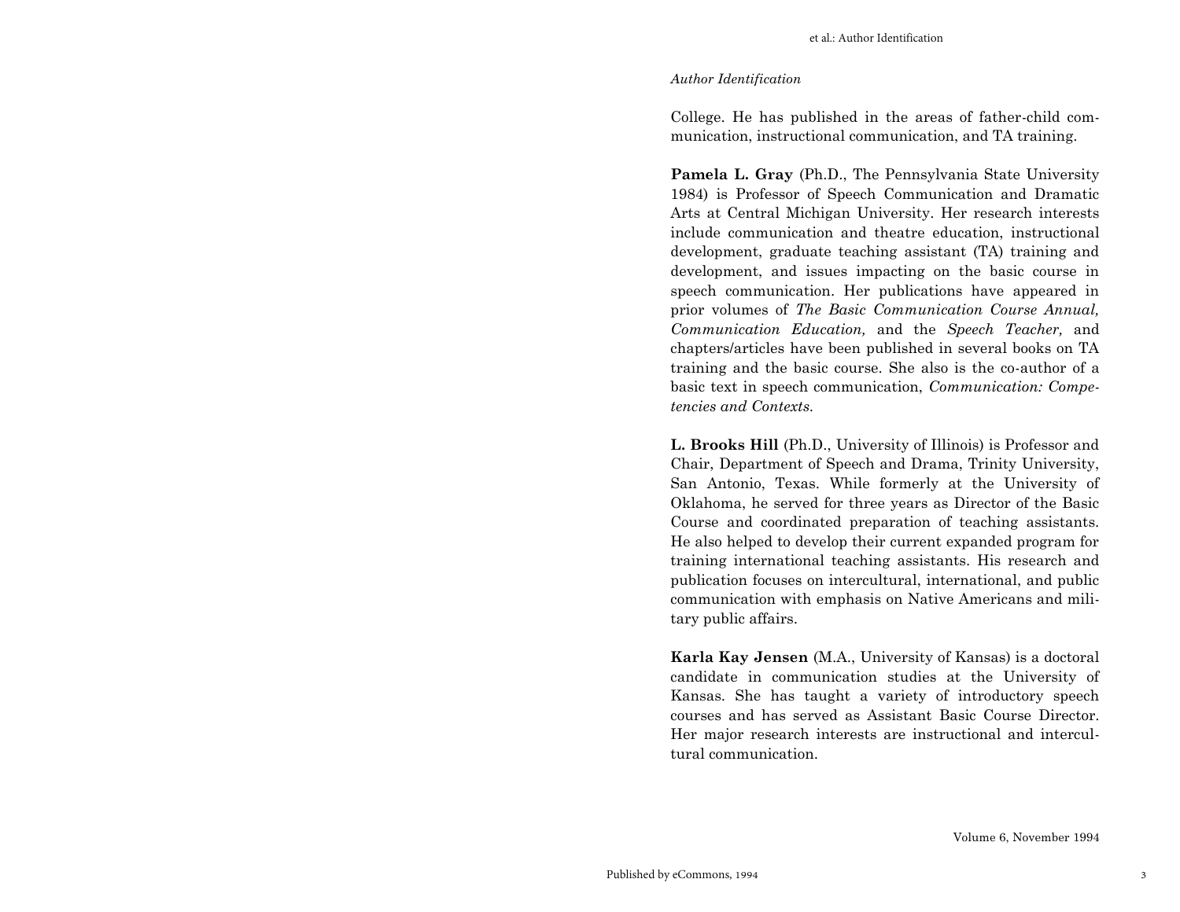College. He has published in the areas of father-child communication, instructional communication, and TA training.

**Pamela L. Gray** (Ph.D., The Pennsylvania State University 1984) is Professor of Speech Communication and Dramatic Arts at Central Michigan University. Her research interests include communication and theatre education, instructional development, graduate teaching assistant (TA) training and development, and issues impacting on the basic course in speech communication. Her publications have appeared in prior volumes of *The Basic Communication Course Annual, Communication Education,* and the *Speech Teacher,* and chapters/articles have been published in several books on TA training and the basic course. She also is the co-author of a basic text in speech communication, *Communication: Competencies and Contexts.*

**L. Brooks Hill** (Ph.D., University of Illinois) is Professor and Chair, Department of Speech and Drama, Trinity University, San Antonio, Texas. While formerly at the University of Oklahoma, he served for three years as Director of the Basic Course and coordinated preparation of teaching assistants. He also helped to develop their current expanded program for training international teaching assistants. His research and publication focuses on intercultural, international, and public communication with emphasis on Native Americans and military public affairs.

**Karla Kay Jensen** (M.A., University of Kansas) is a doctoral candidate in communication studies at the University of Kansas. She has taught a variety of introductory speech courses and has served as Assistant Basic Course Director. Her major research interests are instructional and intercultural communication.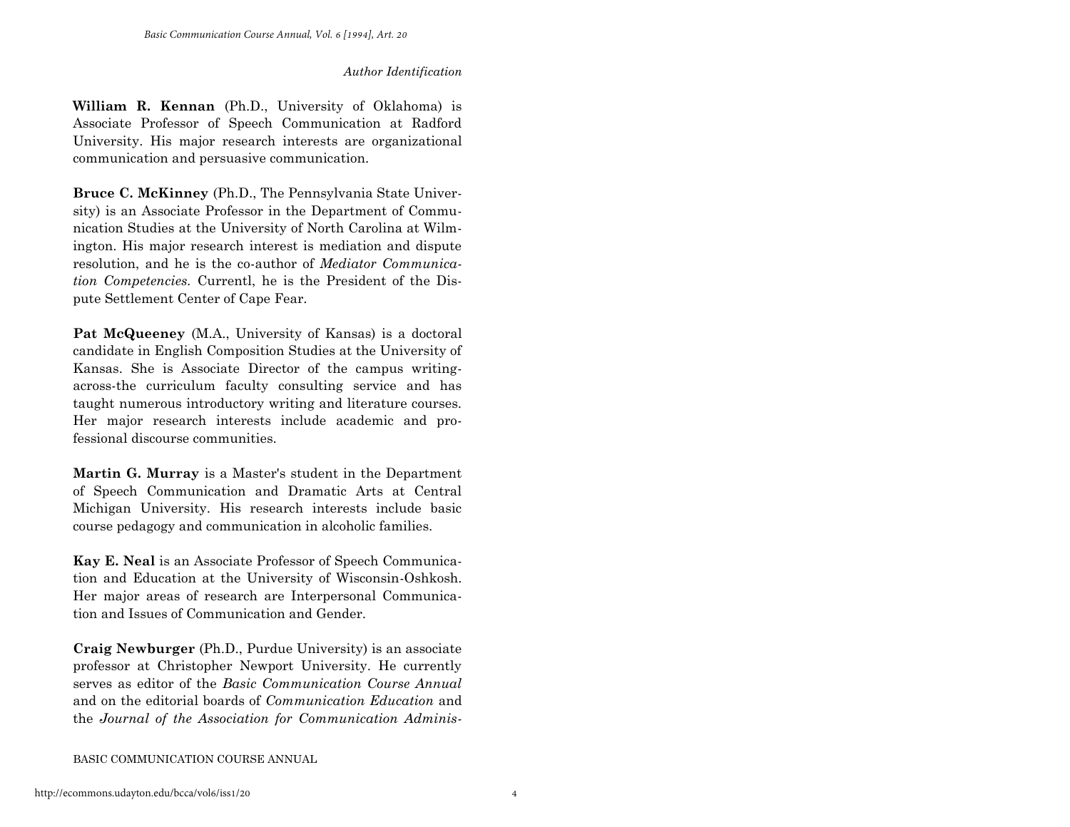*Author Identification*

**William R. Kennan** (Ph.D., University of Oklahoma) is Associate Professor of Speech Communication at Radford University. His major research interests are organizational communication and persuasive communication.

**Bruce C. McKinney** (Ph.D., The Pennsylvania State University) is an Associate Professor in the Department of Communication Studies at the University of North Carolina at Wilmington. His major research interest is mediation and dispute resolution, and he is the co-author of *Mediator Communication Competencies.* Currentl, he is the President of the Dispute Settlement Center of Cape Fear.

**Pat McQueeney** (M.A., University of Kansas) is a doctoral candidate in English Composition Studies at the University of Kansas. She is Associate Director of the campus writing-across-the curriculum faculty consulting service and has taught numerous introductory writing and literature courses. Her major research interests include academic and professional discourse communities.

**Martin G. Murray** is a Master's student in the Department of Speech Communication and Dramatic Arts at Central Michigan University. His research interests include basic course pedagogy and communication in alcoholic families.

**Kay E. Neal** is an Associate Professor of Speech Communication and Education at the University of Wisconsin-Oshkosh. Her major areas of research are Interpersonal Communication and Issues of Communication and Gender.

**Craig Newburger** (Ph.D., Purdue University) is an associate professor at Christopher Newport University. He currently serves as editor of the *Basic Communication Course Annual* and on the editorial boards of *Communication Education* and the *Journal of the Association for Communication Adminis-*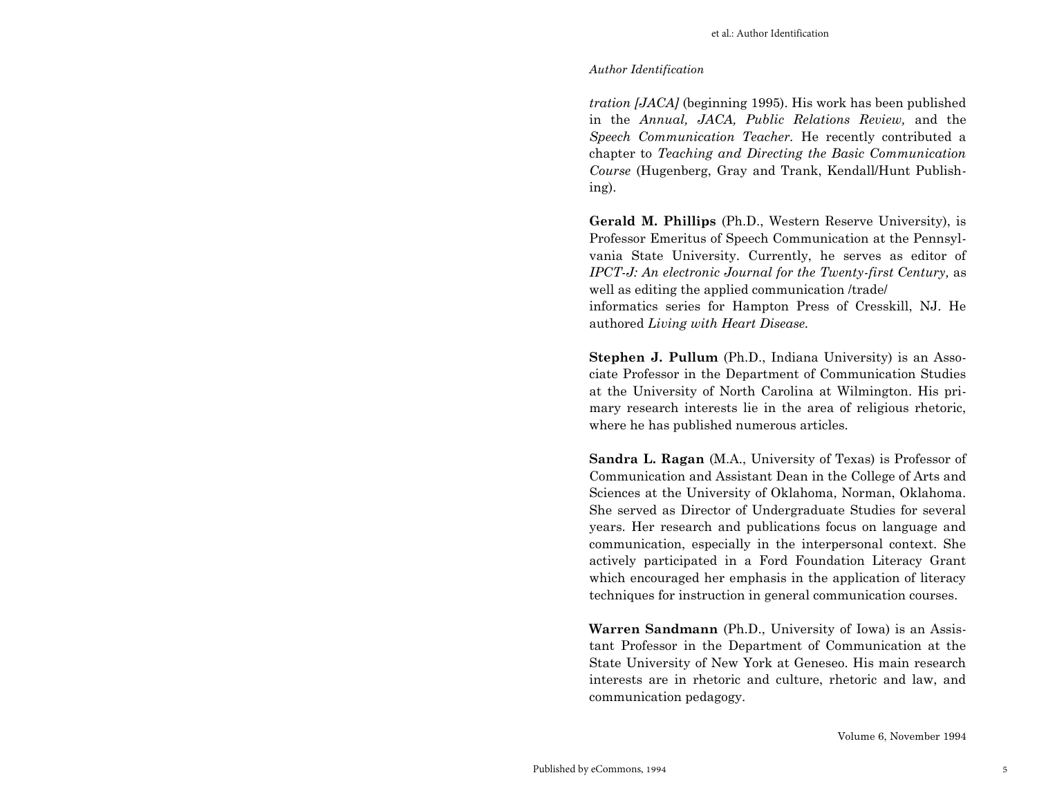*tration [JACA]* (beginning 1995). His work has been published in the *Annual, JACA, Public Relations Review,* and the *Speech Communication Teacher*. He recently contributed a chapter to *Teaching and Directing the Basic Communication Course* (Hugenberg, Gray and Trank, Kendall/Hunt Publishing).

**Gerald M. Phillips** (Ph.D., Western Reserve University), is Professor Emeritus of Speech Communication at the Pennsylvania State University. Currently, he serves as editor of *IPCT-J: An electronic Journal for the Twenty-first Century,* as well as editing the applied communication /trade/ informatics series for Hampton Press of Cresskill, NJ. He authored *Living with Heart Disease.*

**Stephen J. Pullum** (Ph.D., Indiana University) is an Associate Professor in the Department of Communication Studies at the University of North Carolina at Wilmington. His primary research interests lie in the area of religious rhetoric, where he has published numerous articles.

**Sandra L. Ragan** (M.A., University of Texas) is Professor of Communication and Assistant Dean in the College of Arts and Sciences at the University of Oklahoma, Norman, Oklahoma. She served as Director of Undergraduate Studies for several years. Her research and publications focus on language and communication, especially in the interpersonal context. She actively participated in a Ford Foundation Literacy Grant which encouraged her emphasis in the application of literacy techniques for instruction in general communication courses.

**Warren Sandmann** (Ph.D., University of Iowa) is an Assistant Professor in the Department of Communication at the State University of New York at Geneseo. His main research interests are in rhetoric and culture, rhetoric and law, and communication pedagogy.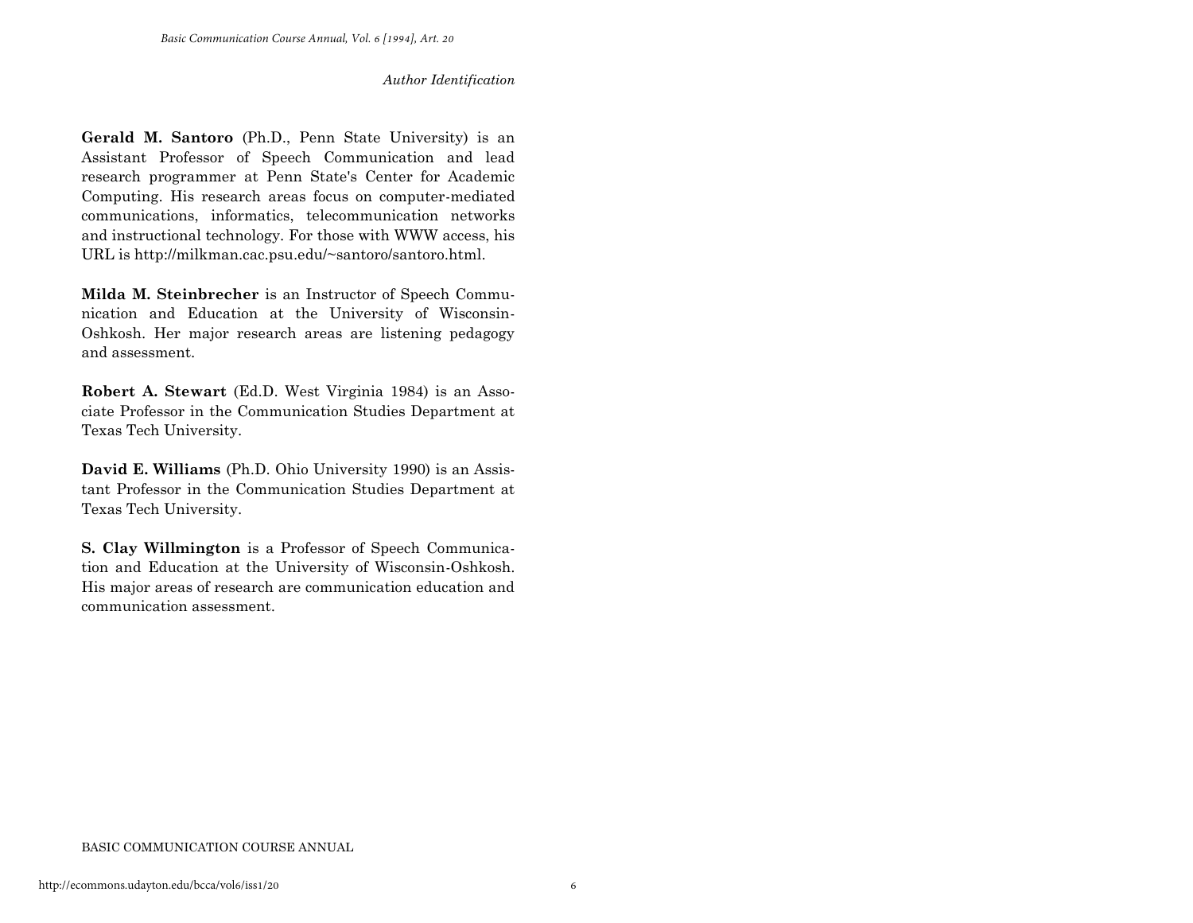**Gerald M. Santoro** (Ph.D., Penn State University) is an Assistant Professor of Speech Communication and lead research programmer at Penn State's Center for Academic Computing. His research areas focus on computer-mediated communications, informatics, telecommunication networks and instructional technology. For those with WWW access, his URL is http://milkman.cac.psu.edu/~santoro/santoro.html.

**Milda M. Steinbrecher** is an Instructor of Speech Communication and Education at the University of Wisconsin-Oshkosh. Her major research areas are listening pedagogy and assessment.

**Robert A. Stewart** (Ed.D. West Virginia 1984) is an Associate Professor in the Communication Studies Department at Texas Tech University.

**David E. Williams** (Ph.D. Ohio University 1990) is an Assistant Professor in the Communication Studies Department at Texas Tech University.

**S. Clay Willmington** is a Professor of Speech Communication and Education at the University of Wisconsin-Oshkosh. His major areas of research are communication education and communication assessment.